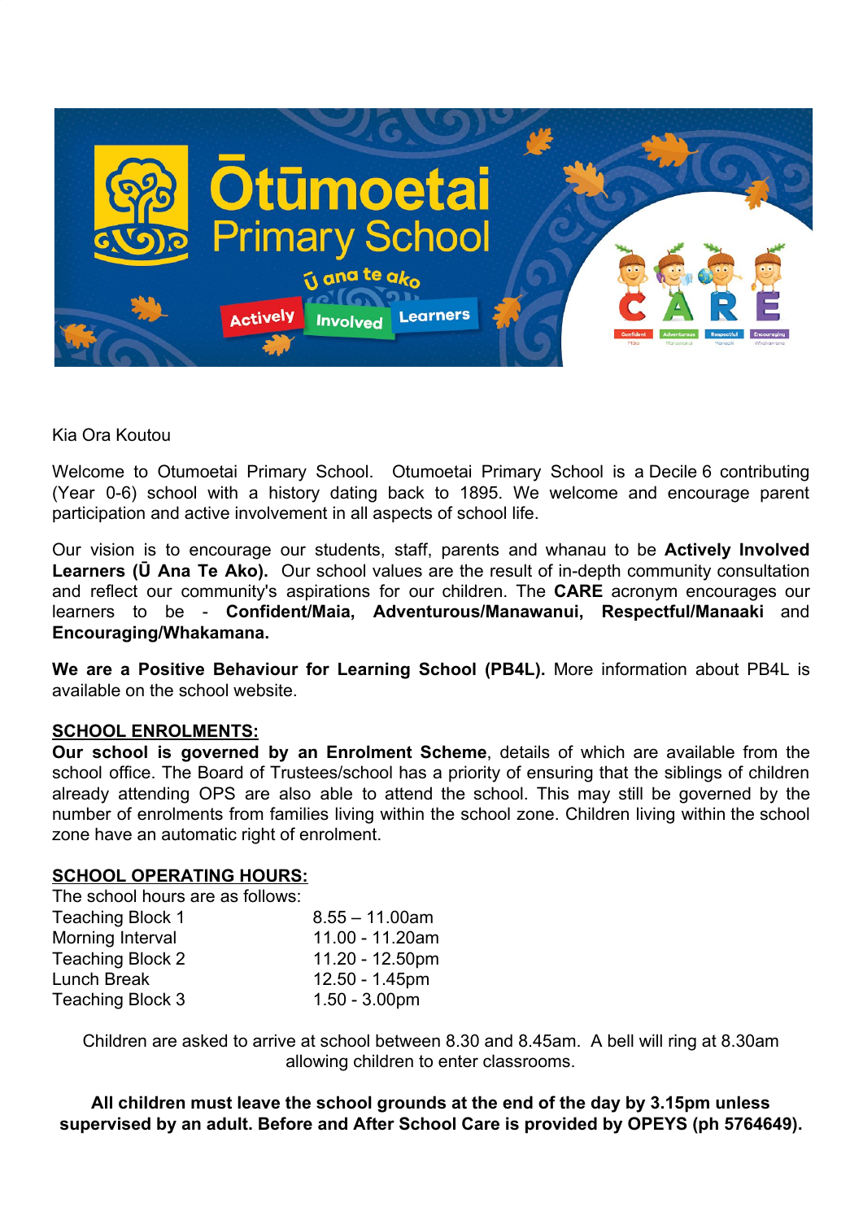Kia Ora Koutou

Welcome to Otumoetai Primary School. Otumoetai Primary School is a Decile 6 contributing (Year 0-6) school with a history dating back to 1895. We welcome and encourage parent participation and active involvement in all aspects of school life.

Our vision is to encourage our students, staff, parents and whanau to be **Actively Involved Learners (Ū Ana Te Ako).** Our school values are the result of in-depth community consultation and reflect our community's aspirations for our children. The **CARE** acronym encourages our learners to be - **Confident/Maia, Adventurous/Manawanui, Respectful/Manaaki** and **Encouraging/Whakamana.**

**We are a Positive Behaviour for Learning School (PB4L).** More information about PB4L is available on the school website.

## SCHOOL ENROLMENTS:

**Our school is governed by an Enrolment Scheme**, details of which are available from the school office. The Board of Trustees/school has a priority of ensuring that the siblings of children already attending OPS are also able to attend the school. This may still be governed by the number of enrolments from families living within the school zone. Children living within the school zone have an automatic right of enrolment.

## SCHOOL OPERATING HOURS:

The school hours are as follows:

| | |
|---|---|
| Teaching Block 1 | 8.55 – 11.00am |
| Morning Interval | 11.00 - 11.20am |
| Teaching Block 2 | 11.20 - 12.50pm |
| Lunch Break | 12.50 - 1.45pm |
| Teaching Block 3 | 1.50 - 3.00pm |

Children are asked to arrive at school between 8.30 and 8.45am. A bell will ring at 8.30am allowing children to enter classrooms.

**All children must leave the school grounds at the end of the day by 3.15pm unless supervised by an adult. Before and After School Care is provided by OPEYS (ph 5764649).**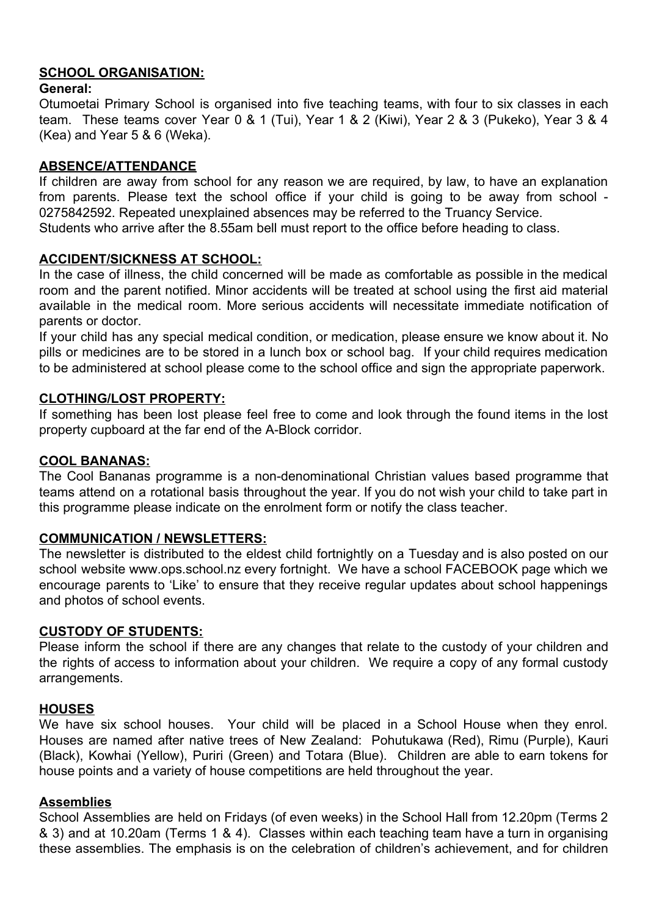## SCHOOL ORGANISATION:

**General:**

Otumoetai Primary School is organised into five teaching teams, with four to six classes in each team. These teams cover Year 0 & 1 (Tui), Year 1 & 2 (Kiwi), Year 2 & 3 (Pukeko), Year 3 & 4 (Kea) and Year 5 & 6 (Weka).

## ABSENCE/ATTENDANCE

If children are away from school for any reason we are required, by law, to have an explanation from parents. Please text the school office if your child is going to be away from school - 0275842592. Repeated unexplained absences may be referred to the Truancy Service.

Students who arrive after the 8.55am bell must report to the office before heading to class.

## ACCIDENT/SICKNESS AT SCHOOL:

In the case of illness, the child concerned will be made as comfortable as possible in the medical room and the parent notified. Minor accidents will be treated at school using the first aid material available in the medical room. More serious accidents will necessitate immediate notification of parents or doctor.

If your child has any special medical condition, or medication, please ensure we know about it. No pills or medicines are to be stored in a lunch box or school bag. If your child requires medication to be administered at school please come to the school office and sign the appropriate paperwork.

## CLOTHING/LOST PROPERTY:

If something has been lost please feel free to come and look through the found items in the lost property cupboard at the far end of the A-Block corridor.

## COOL BANANAS:

The Cool Bananas programme is a non-denominational Christian values based programme that teams attend on a rotational basis throughout the year. If you do not wish your child to take part in this programme please indicate on the enrolment form or notify the class teacher.

## COMMUNICATION / NEWSLETTERS:

The newsletter is distributed to the eldest child fortnightly on a Tuesday and is also posted on our school website www.ops.school.nz every fortnight. We have a school FACEBOOK page which we encourage parents to 'Like' to ensure that they receive regular updates about school happenings and photos of school events.

## CUSTODY OF STUDENTS:

Please inform the school if there are any changes that relate to the custody of your children and the rights of access to information about your children. We require a copy of any formal custody arrangements.

## HOUSES

We have six school houses. Your child will be placed in a School House when they enrol. Houses are named after native trees of New Zealand: Pohutukawa (Red), Rimu (Purple), Kauri (Black), Kowhai (Yellow), Puriri (Green) and Totara (Blue). Children are able to earn tokens for house points and a variety of house competitions are held throughout the year.

## Assemblies

School Assemblies are held on Fridays (of even weeks) in the School Hall from 12.20pm (Terms 2 & 3) and at 10.20am (Terms 1 & 4). Classes within each teaching team have a turn in organising these assemblies. The emphasis is on the celebration of children's achievement, and for children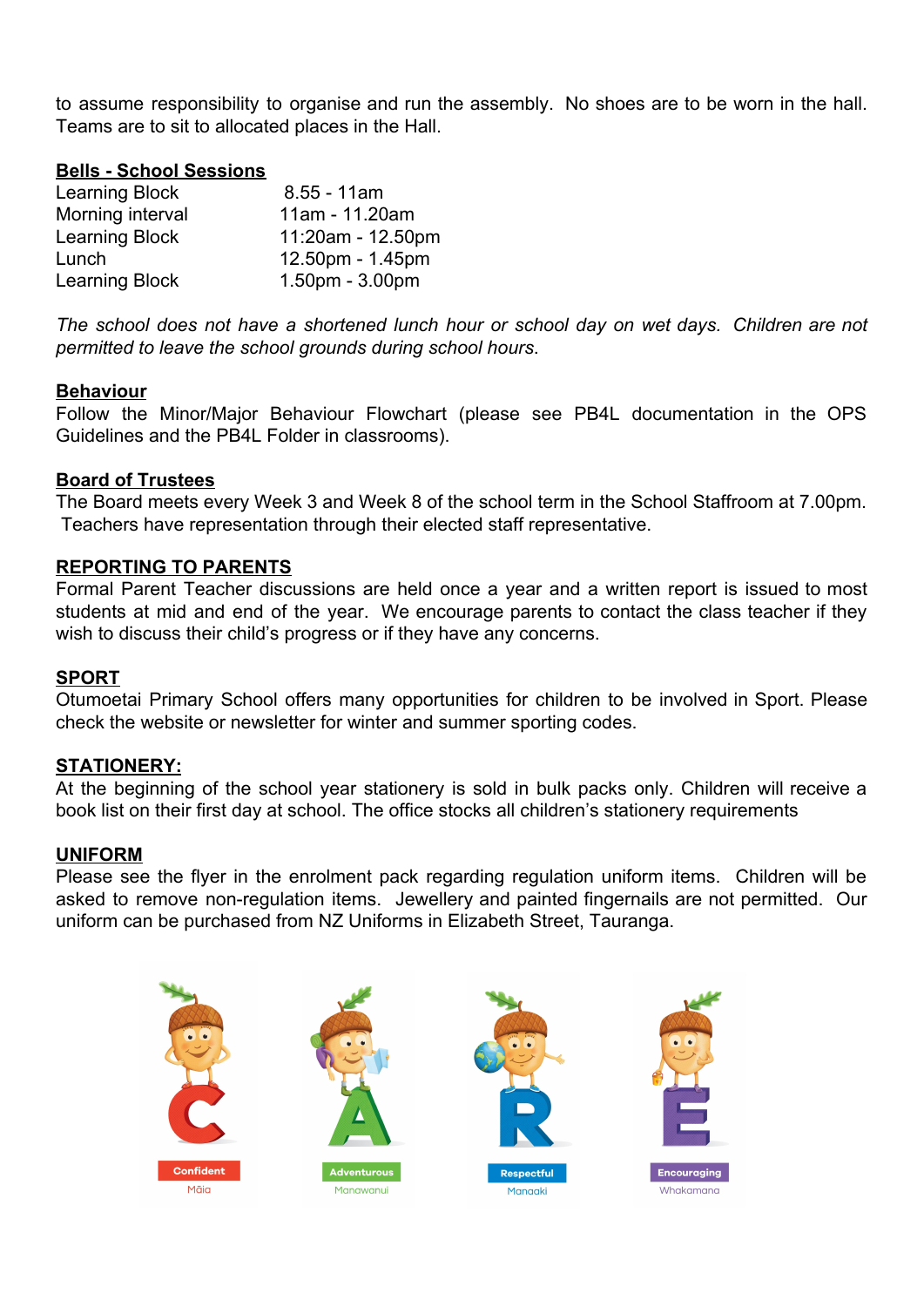to assume responsibility to organise and run the assembly. No shoes are to be worn in the hall. Teams are to sit to allocated places in the Hall.

## Bells - School Sessions

| | |
|---|---|
| Learning Block | 8.55 - 11am |
| Morning interval | 11am - 11.20am |
| Learning Block | 11:20am - 12.50pm |
| Lunch | 12.50pm - 1.45pm |
| Learning Block | 1.50pm - 3.00pm |

*The school does not have a shortened lunch hour or school day on wet days. Children are not permitted to leave the school grounds during school hours.*

## Behaviour

Follow the Minor/Major Behaviour Flowchart (please see PB4L documentation in the OPS Guidelines and the PB4L Folder in classrooms).

## Board of Trustees

The Board meets every Week 3 and Week 8 of the school term in the School Staffroom at 7.00pm. Teachers have representation through their elected staff representative.

## REPORTING TO PARENTS

Formal Parent Teacher discussions are held once a year and a written report is issued to most students at mid and end of the year. We encourage parents to contact the class teacher if they wish to discuss their child's progress or if they have any concerns.

## SPORT

Otumoetai Primary School offers many opportunities for children to be involved in Sport. Please check the website or newsletter for winter and summer sporting codes.

## STATIONERY:

At the beginning of the school year stationery is sold in bulk packs only. Children will receive a book list on their first day at school. The office stocks all children's stationery requirements

## UNIFORM

Please see the flyer in the enrolment pack regarding regulation uniform items. Children will be asked to remove non-regulation items. Jewellery and painted fingernails are not permitted. Our uniform can be purchased from NZ Uniforms in Elizabeth Street, Tauranga.

Confident — Māia

Adventurous — Manawanui

Respectful — Manaaki

Encouraging — Whakamana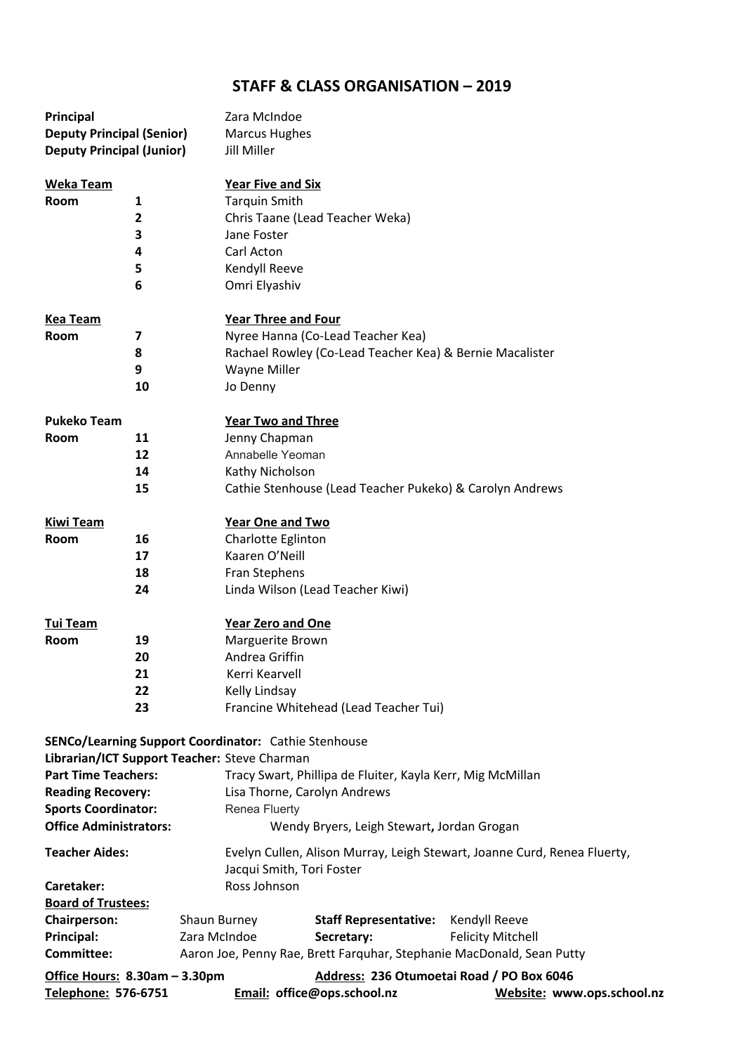# STAFF & CLASS ORGANISATION – 2019

**Principal** Zara McIndoe
**Deputy Principal (Senior)** Marcus Hughes
**Deputy Principal (Junior)** Jill Miller

| <u>**Weka Team**</u> | | <u>**Year Five and Six**</u> |
|---|---|---|
| **Room** | **1** | Tarquin Smith |
| | **2** | Chris Taane (Lead Teacher Weka) |
| | **3** | Jane Foster |
| | **4** | Carl Acton |
| | **5** | Kendyll Reeve |
| | **6** | Omri Elyashiv |

| <u>**Kea Team**</u> | | <u>**Year Three and Four**</u> |
|---|---|---|
| **Room** | **7** | Nyree Hanna (Co-Lead Teacher Kea) |
| | **8** | Rachael Rowley (Co-Lead Teacher Kea) & Bernie Macalister |
| | **9** | Wayne Miller |
| | **10** | Jo Denny |

| **Pukeko Team** | | <u>**Year Two and Three**</u> |
|---|---|---|
| **Room** | **11** | Jenny Chapman |
| | **12** | Annabelle Yeoman |
| | **14** | Kathy Nicholson |
| | **15** | Cathie Stenhouse (Lead Teacher Pukeko) & Carolyn Andrews |

| <u>**Kiwi Team**</u> | | <u>**Year One and Two**</u> |
|---|---|---|
| **Room** | **16** | Charlotte Eglinton |
| | **17** | Kaaren O'Neill |
| | **18** | Fran Stephens |
| | **24** | Linda Wilson (Lead Teacher Kiwi) |

| <u>**Tui Team**</u> | | <u>**Year Zero and One**</u> |
|---|---|---|
| **Room** | **19** | Marguerite Brown |
| | **20** | Andrea Griffin |
| | **21** | Kerri Kearvell |
| | **22** | Kelly Lindsay |
| | **23** | Francine Whitehead (Lead Teacher Tui) |

**SENCo/Learning Support Coordinator:** Cathie Stenhouse
**Librarian/ICT Support Teacher:** Steve Charman
**Part Time Teachers:** Tracy Swart, Phillipa de Fluiter, Kayla Kerr, Mig McMillan
**Reading Recovery:** Lisa Thorne, Carolyn Andrews
**Sports Coordinator:** Renea Fluerty
**Office Administrators:** Wendy Bryers, Leigh Stewart**,** Jordan Grogan
**Teacher Aides:** Evelyn Cullen, Alison Murray, Leigh Stewart, Joanne Curd, Renea Fluerty, Jacqui Smith, Tori Foster
**Caretaker:** Ross Johnson

<u>**Board of Trustees:**</u>

**Chairperson:** Shaun Burney **Staff Representative:** Kendyll Reeve
**Principal:** Zara McIndoe **Secretary:** Felicity Mitchell
**Committee:** Aaron Joe, Penny Rae, Brett Farquhar, Stephanie MacDonald, Sean Putty

<u>**Office Hours:**</u> **8.30am – 3.30pm** <u>**Address:**</u> **236 Otumoetai Road / PO Box 6046**
<u>**Telephone:**</u> **576-6751** <u>**Email:**</u> **office@ops.school.nz** <u>**Website:**</u> **www.ops.school.nz**